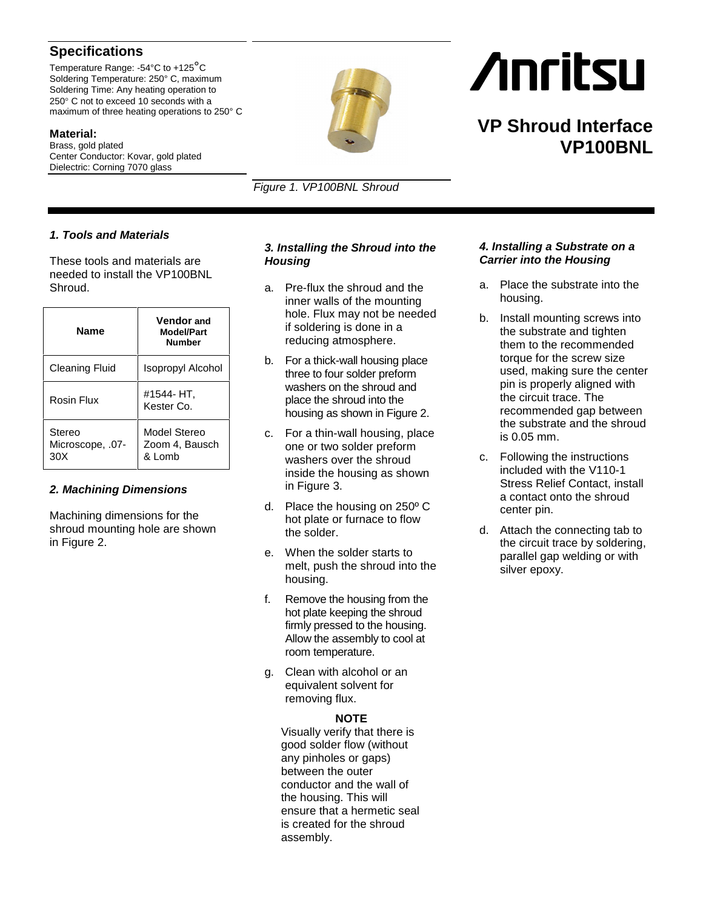## Specifications

Temperature Range: -54°C to +125°C
Soldering Temperature: 250° C, maximum
Soldering Time: Any heating operation to 250° C not to exceed 10 seconds with a maximum of three heating operations to 250° C

**Material:**
Brass, gold plated
Center Conductor: Kovar, gold plated
Dielectric: Corning 7070 glass

*Figure 1. VP100BNL Shroud*

Anritsu

# VP Shroud Interface VP100BNL

### *1. Tools and Materials*

These tools and materials are needed to install the VP100BNL Shroud.

| Name | Vendor and Model/Part Number |
|---|---|
| Cleaning Fluid | Isopropyl Alcohol |
| Rosin Flux | #1544- HT, Kester Co. |
| Stereo Microscope, .07-30X | Model Stereo Zoom 4, Bausch & Lomb |

### *2. Machining Dimensions*

Machining dimensions for the shroud mounting hole are shown in Figure 2.

### *3. Installing the Shroud into the Housing*

a. Pre-flux the shroud and the inner walls of the mounting hole. Flux may not be needed if soldering is done in a reducing atmosphere.

b. For a thick-wall housing place three to four solder preform washers on the shroud and place the shroud into the housing as shown in Figure 2.

c. For a thin-wall housing, place one or two solder preform washers over the shroud inside the housing as shown in Figure 3.

d. Place the housing on 250º C hot plate or furnace to flow the solder.

e. When the solder starts to melt, push the shroud into the housing.

f. Remove the housing from the hot plate keeping the shroud firmly pressed to the housing. Allow the assembly to cool at room temperature.

g. Clean with alcohol or an equivalent solvent for removing flux.

**NOTE**

Visually verify that there is good solder flow (without any pinholes or gaps) between the outer conductor and the wall of the housing. This will ensure that a hermetic seal is created for the shroud assembly.

### *4. Installing a Substrate on a Carrier into the Housing*

a. Place the substrate into the housing.

b. Install mounting screws into the substrate and tighten them to the recommended torque for the screw size used, making sure the center pin is properly aligned with the circuit trace. The recommended gap between the substrate and the shroud is 0.05 mm.

c. Following the instructions included with the V110-1 Stress Relief Contact, install a contact onto the shroud center pin.

d. Attach the connecting tab to the circuit trace by soldering, parallel gap welding or with silver epoxy.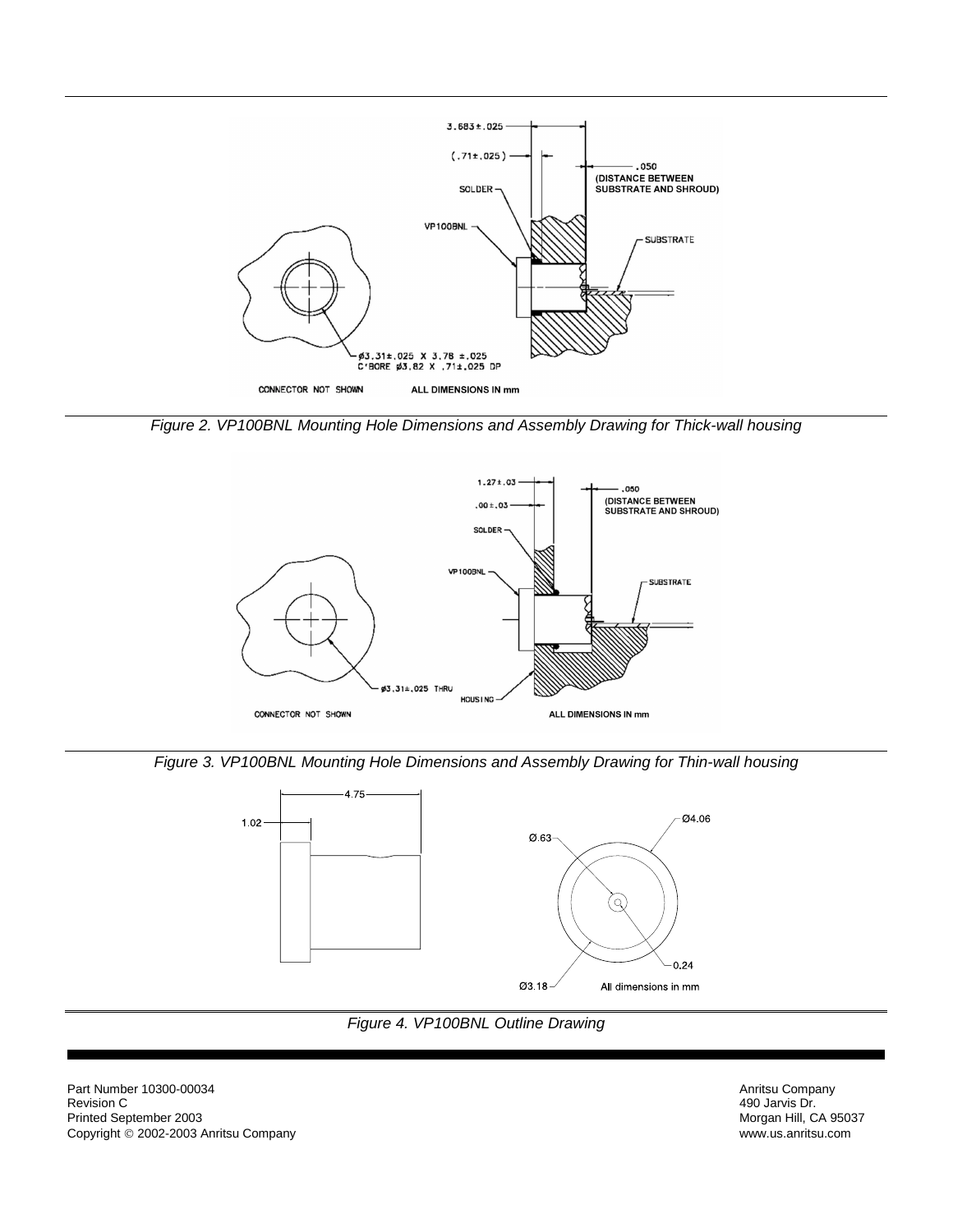3.683±.025

(.71±.025)

.050
(DISTANCE BETWEEN
SUBSTRATE AND SHROUD)

SOLDER

VP100BNL

SUBSTRATE

ø3.31±.025 X 3.78 ±.025
C'BORE ø3.82 X .71±.025 DP

CONNECTOR NOT SHOWN

ALL DIMENSIONS IN mm

*Figure 2. VP100BNL Mounting Hole Dimensions and Assembly Drawing for Thick-wall housing*

1.27±.03

.00±.03

.050
(DISTANCE BETWEEN
SUBSTRATE AND SHROUD)

SOLDER

VP100BNL

SUBSTRATE

ø3.31±.025 THRU

HOUSING

CONNECTOR NOT SHOWN

ALL DIMENSIONS IN mm

*Figure 3. VP100BNL Mounting Hole Dimensions and Assembly Drawing for Thin-wall housing*

4.75

1.02

Ø4.06

Ø.63

0.24

Ø3.18

All dimensions in mm

*Figure 4. VP100BNL Outline Drawing*

Part Number 10300-00034
Revision C
Printed September 2003
Copyright © 2002-2003 Anritsu Company

Anritsu Company
490 Jarvis Dr.
Morgan Hill, CA 95037
www.us.anritsu.com